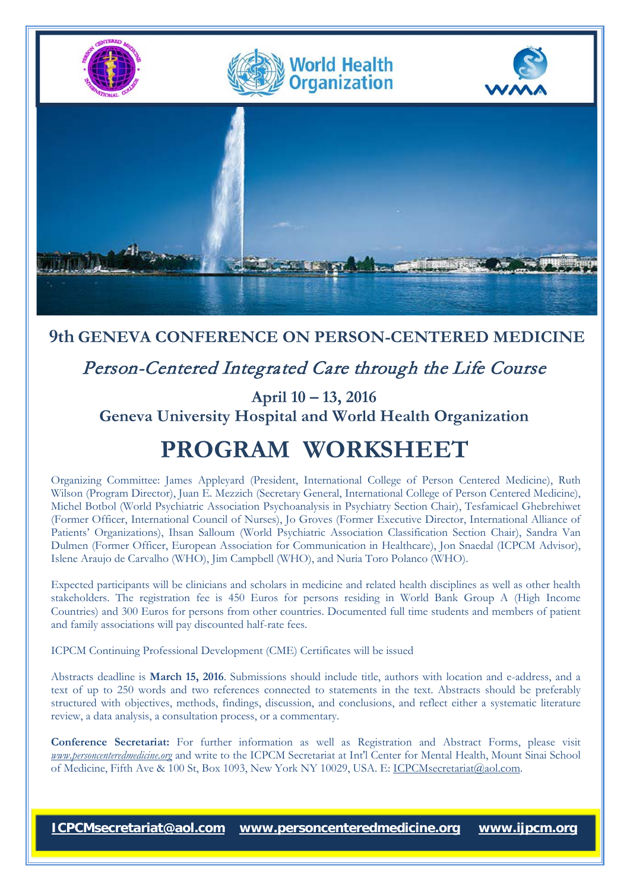World Health Organization

# 9th GENEVA CONFERENCE ON PERSON-CENTERED MEDICINE

## *Person-Centered Integrated Care through the Life Course*

### April 10 – 13, 2016
### Geneva University Hospital and World Health Organization

# PROGRAM WORKSHEET

Organizing Committee: James Appleyard (President, International College of Person Centered Medicine), Ruth Wilson (Program Director), Juan E. Mezzich (Secretary General, International College of Person Centered Medicine), Michel Botbol (World Psychiatric Association Psychoanalysis in Psychiatry Section Chair), Tesfamicael Ghebrehiwet (Former Officer, International Council of Nurses), Jo Groves (Former Executive Director, International Alliance of Patients' Organizations), Ihsan Salloum (World Psychiatric Association Classification Section Chair), Sandra Van Dulmen (Former Officer, European Association for Communication in Healthcare), Jon Snaedal (ICPCM Advisor), Islene Araujo de Carvalho (WHO), Jim Campbell (WHO), and Nuria Toro Polanco (WHO).

Expected participants will be clinicians and scholars in medicine and related health disciplines as well as other health stakeholders. The registration fee is 450 Euros for persons residing in World Bank Group A (High Income Countries) and 300 Euros for persons from other countries. Documented full time students and members of patient and family associations will pay discounted half-rate fees.

ICPCM Continuing Professional Development (CME) Certificates will be issued

Abstracts deadline is **March 15, 2016**. Submissions should include title, authors with location and e-address, and a text of up to 250 words and two references connected to statements in the text. Abstracts should be preferably structured with objectives, methods, findings, discussion, and conclusions, and reflect either a systematic literature review, a data analysis, a consultation process, or a commentary.

**Conference Secretariat:** For further information as well as Registration and Abstract Forms, please visit *www.personcenteredmedicine.org* and write to the ICPCM Secretariat at Int'l Center for Mental Health, Mount Sinai School of Medicine, Fifth Ave & 100 St, Box 1093, New York NY 10029, USA. E: ICPCMsecretariat@aol.com.

**ICPCMsecretariat@aol.com** **www.personcenteredmedicine.org** **www.ijpcm.org**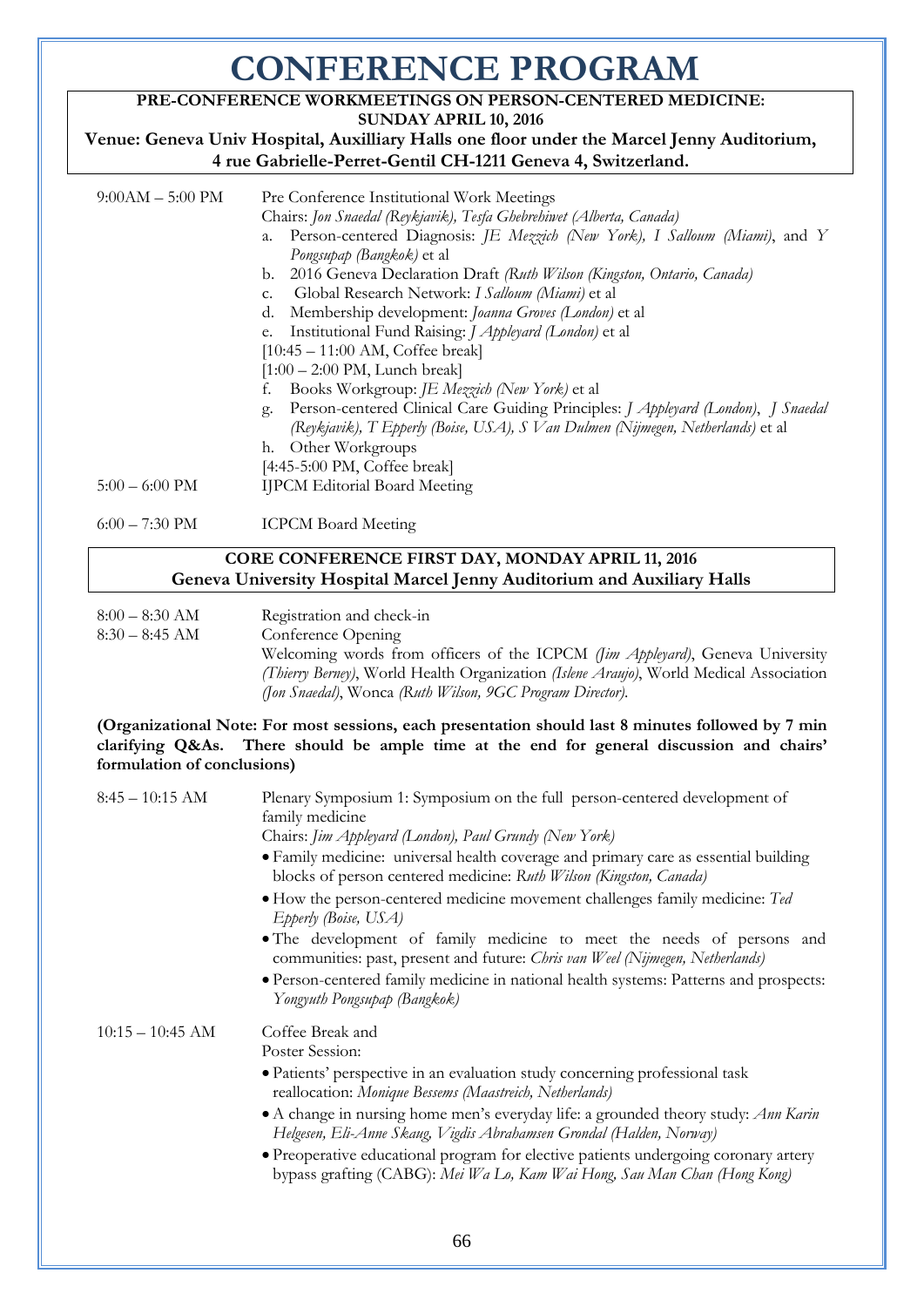# CONFERENCE PROGRAM

**PRE-CONFERENCE WORKMEETINGS ON PERSON-CENTERED MEDICINE: SUNDAY APRIL 10, 2016**

**Venue: Geneva Univ Hospital, Auxilliary Halls one floor under the Marcel Jenny Auditorium, 4 rue Gabrielle-Perret-Gentil CH-1211 Geneva 4, Switzerland.**

9:00AM – 5:00 PM — Pre Conference Institutional Work Meetings
Chairs: *Jon Snaedal (Reykjavik), Tesfa Ghebrehiwet (Alberta, Canada)*

a. Person-centered Diagnosis: *JE Mezzich (New York), I Salloum (Miami)*, and *Y Pongsupap (Bangkok)* et al
b. 2016 Geneva Declaration Draft *(Ruth Wilson (Kingston, Ontario, Canada)*
c. Global Research Network: *I Salloum (Miami)* et al
d. Membership development: *Joanna Groves (London)* et al
e. Institutional Fund Raising: *J Appleyard (London)* et al

[10:45 – 11:00 AM, Coffee break]
[1:00 – 2:00 PM, Lunch break]

f. Books Workgroup: *JE Mezzich (New York)* et al
g. Person-centered Clinical Care Guiding Principles: *J Appleyard (London)*, *J Snaedal (Reykjavik), T Epperly (Boise, USA), S Van Dulmen (Nijmegen, Netherlands)* et al
h. Other Workgroups

[4:45-5:00 PM, Coffee break]

5:00 – 6:00 PM — IJPCM Editorial Board Meeting

6:00 – 7:30 PM — ICPCM Board Meeting

**CORE CONFERENCE FIRST DAY, MONDAY APRIL 11, 2016**

**Geneva University Hospital Marcel Jenny Auditorium and Auxiliary Halls**

8:00 – 8:30 AM — Registration and check-in

8:30 – 8:45 AM — Conference Opening
Welcoming words from officers of the ICPCM *(Jim Appleyard)*, Geneva University *(Thierry Berney)*, World Health Organization *(Islene Araujo)*, World Medical Association *(Jon Snaedal)*, Wonca *(Ruth Wilson, 9GC Program Director)*.

**(Organizational Note: For most sessions, each presentation should last 8 minutes followed by 7 min clarifying Q&As. There should be ample time at the end for general discussion and chairs' formulation of conclusions)**

8:45 – 10:15 AM — Plenary Symposium 1: Symposium on the full person-centered development of family medicine
Chairs: *Jim Appleyard (London), Paul Grundy (New York)*

- Family medicine: universal health coverage and primary care as essential building blocks of person centered medicine: *Ruth Wilson (Kingston, Canada)*
- How the person-centered medicine movement challenges family medicine: *Ted Epperly (Boise, USA)*
- The development of family medicine to meet the needs of persons and communities: past, present and future: *Chris van Weel (Nijmegen, Netherlands)*
- Person-centered family medicine in national health systems: Patterns and prospects: *Yongyuth Pongsupap (Bangkok)*

10:15 – 10:45 AM — Coffee Break and Poster Session:

- Patients' perspective in an evaluation study concerning professional task reallocation: *Monique Bessems (Maastreich, Netherlands)*
- A change in nursing home men's everyday life: a grounded theory study: *Ann Karin Helgesen, Eli-Anne Skaug, Vigdis Abrahamsen Grondal (Halden, Norway)*
- Preoperative educational program for elective patients undergoing coronary artery bypass grafting (CABG): *Mei Wa Lo, Kam Wai Hong, Sau Man Chan (Hong Kong)*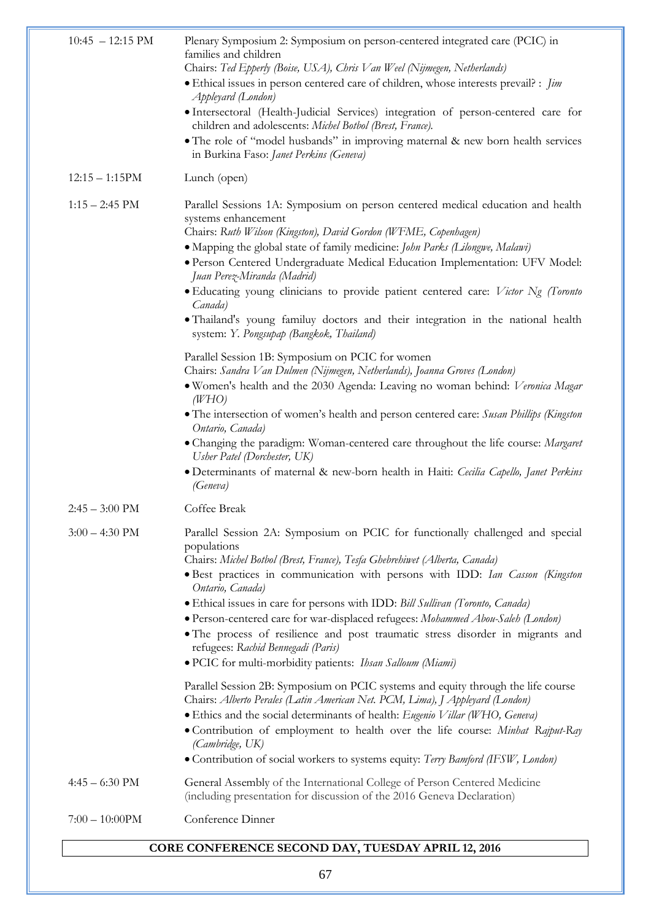| | |
|---|---|
| 10:45 – 12:15 PM | Plenary Symposium 2: Symposium on person-centered integrated care (PCIC) in families and children<br>Chairs: *Ted Epperly (Boise, USA), Chris Van Weel (Nijmegen, Netherlands)*<br>• Ethical issues in person centered care of children, whose interests prevail? : *Jim Appleyard (London)*<br>• Intersectoral (Health-Judicial Services) integration of person-centered care for children and adolescents: *Michel Botbol (Brest, France).*<br>• The role of "model husbands" in improving maternal & new born health services in Burkina Faso: *Janet Perkins (Geneva)* |
| 12:15 – 1:15PM | Lunch (open) |
| 1:15 – 2:45 PM | Parallel Sessions 1A: Symposium on person centered medical education and health systems enhancement<br>Chairs: *Ruth Wilson (Kingston), David Gordon (WFME, Copenhagen)*<br>• Mapping the global state of family medicine: *John Parks (Lilongwe, Malawi)*<br>• Person Centered Undergraduate Medical Education Implementation: UFV Model: *Juan Perez-Miranda (Madrid)*<br>• Educating young clinicians to provide patient centered care: *Victor Ng (Toronto Canada)*<br>• Thailand's young familuy doctors and their integration in the national health system: *Y. Pongsupap (Bangkok, Thailand)*<br><br>Parallel Session 1B: Symposium on PCIC for women<br>Chairs: *Sandra Van Dulmen (Nijmegen, Netherlands), Joanna Groves (London)*<br>• Women's health and the 2030 Agenda: Leaving no woman behind: *Veronica Magar (WHO)*<br>• The intersection of women's health and person centered care: *Susan Phillips (Kingston Ontario, Canada)*<br>• Changing the paradigm: Woman-centered care throughout the life course: *Margaret Usher Patel (Dorchester, UK)*<br>• Determinants of maternal & new-born health in Haiti: *Cecilia Capello, Janet Perkins (Geneva)* |
| 2:45 – 3:00 PM | Coffee Break |
| 3:00 – 4:30 PM | Parallel Session 2A: Symposium on PCIC for functionally challenged and special populations<br>Chairs: *Michel Botbol (Brest, France), Tesfa Ghebrehiwet (Alberta, Canada)*<br>• Best practices in communication with persons with IDD: *Ian Casson (Kingston Ontario, Canada)*<br>• Ethical issues in care for persons with IDD: *Bill Sullivan (Toronto, Canada)*<br>• Person-centered care for war-displaced refugees: *Mohammed Abou-Saleh (London)*<br>• The process of resilience and post traumatic stress disorder in migrants and refugees: *Rachid Bennegadi (Paris)*<br>• PCIC for multi-morbidity patients: *Ihsan Salloum (Miami)*<br><br>Parallel Session 2B: Symposium on PCIC systems and equity through the life course<br>Chairs: *Alberto Perales (Latin American Net. PCM, Lima), J Appleyard (London)*<br>• Ethics and the social determinants of health: *Eugenio Villar (WHO, Geneva)*<br>• Contribution of employment to health over the life course: *Minhat Rajput-Ray (Cambridge, UK)*<br>• Contribution of social workers to systems equity: *Terry Bamford (IFSW, London)* |
| 4:45 – 6:30 PM | General Assembly of the International College of Person Centered Medicine (including presentation for discussion of the 2016 Geneva Declaration) |
| 7:00 – 10:00PM | Conference Dinner |

**CORE CONFERENCE SECOND DAY, TUESDAY APRIL 12, 2016**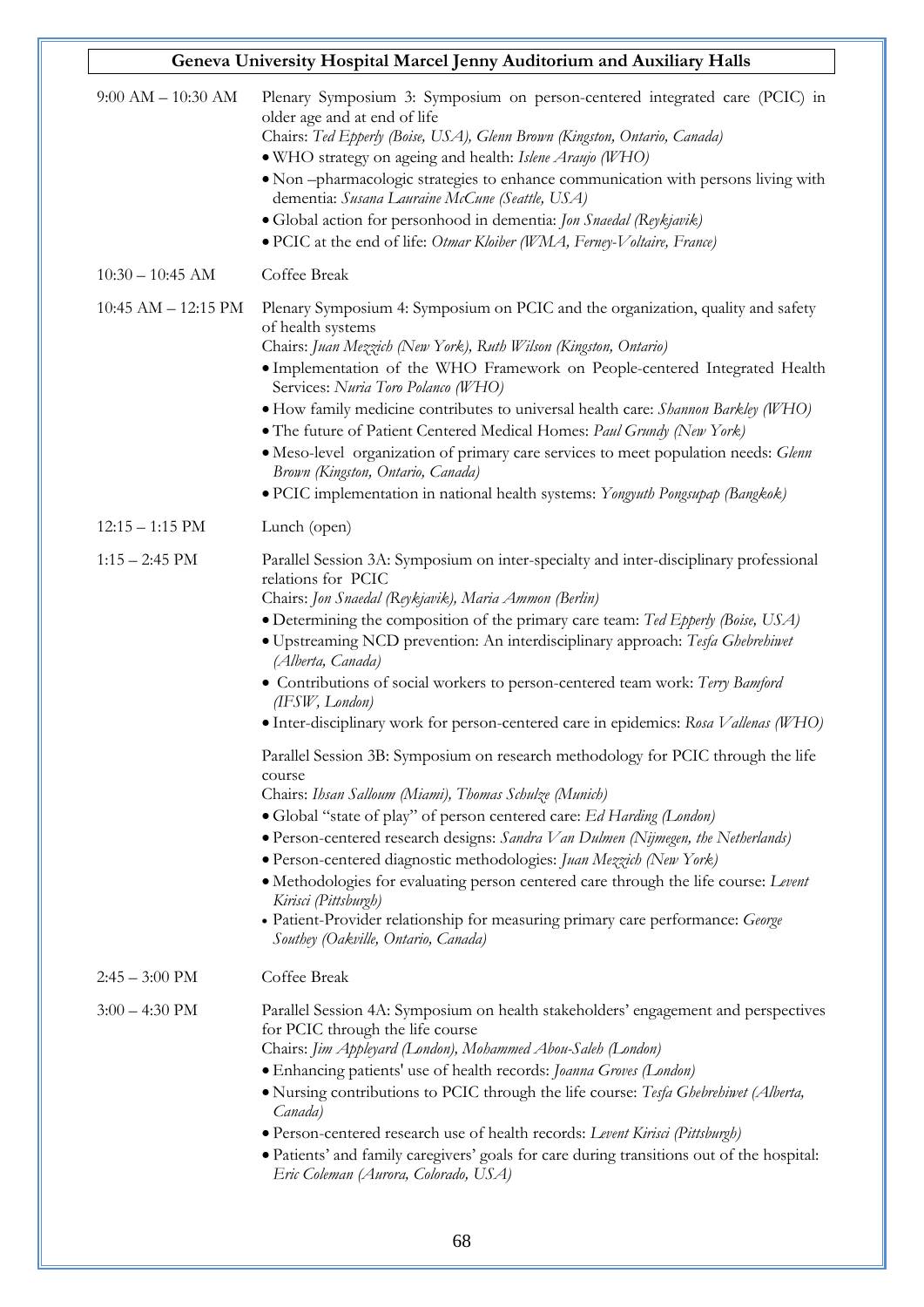## Geneva University Hospital Marcel Jenny Auditorium and Auxiliary Halls

| | |
|---|---|
| 9:00 AM – 10:30 AM | Plenary Symposium 3: Symposium on person-centered integrated care (PCIC) in older age and at end of life<br>Chairs: *Ted Epperly (Boise, USA), Glenn Brown (Kingston, Ontario, Canada)*<br>• WHO strategy on ageing and health: *Islene Araujo (WHO)*<br>• Non –pharmacologic strategies to enhance communication with persons living with dementia: *Susana Lauraine McCune (Seattle, USA)*<br>• Global action for personhood in dementia: *Jon Snaedal (Reykjavik)*<br>• PCIC at the end of life: *Otmar Kloiber (WMA, Ferney-Voltaire, France)* |
| 10:30 – 10:45 AM | Coffee Break |
| 10:45 AM – 12:15 PM | Plenary Symposium 4: Symposium on PCIC and the organization, quality and safety of health systems<br>Chairs: *Juan Mezzich (New York), Ruth Wilson (Kingston, Ontario)*<br>• Implementation of the WHO Framework on People-centered Integrated Health Services: *Nuria Toro Polanco (WHO)*<br>• How family medicine contributes to universal health care: *Shannon Barkley (WHO)*<br>• The future of Patient Centered Medical Homes: *Paul Grundy (New York)*<br>• Meso-level organization of primary care services to meet population needs: *Glenn Brown (Kingston, Ontario, Canada)*<br>• PCIC implementation in national health systems: *Yongyuth Pongsupap (Bangkok)* |
| 12:15 – 1:15 PM | Lunch (open) |
| 1:15 – 2:45 PM | Parallel Session 3A: Symposium on inter-specialty and inter-disciplinary professional relations for PCIC<br>Chairs: *Jon Snaedal (Reykjavik), Maria Ammon (Berlin)*<br>• Determining the composition of the primary care team: *Ted Epperly (Boise, USA)*<br>• Upstreaming NCD prevention: An interdisciplinary approach: *Tesfa Ghebrehiwet (Alberta, Canada)*<br>• Contributions of social workers to person-centered team work: *Terry Bamford (IFSW, London)*<br>• Inter-disciplinary work for person-centered care in epidemics: *Rosa Vallenas (WHO)*<br><br>Parallel Session 3B: Symposium on research methodology for PCIC through the life course<br>Chairs: *Ihsan Salloum (Miami), Thomas Schulze (Munich)*<br>• Global "state of play" of person centered care: *Ed Harding (London)*<br>• Person-centered research designs: *Sandra Van Dulmen (Nijmegen, the Netherlands)*<br>• Person-centered diagnostic methodologies: *Juan Mezzich (New York)*<br>• Methodologies for evaluating person centered care through the life course: *Levent Kirisci (Pittsburgh)*<br>• Patient-Provider relationship for measuring primary care performance: *George Southey (Oakville, Ontario, Canada)* |
| 2:45 – 3:00 PM | Coffee Break |
| 3:00 – 4:30 PM | Parallel Session 4A: Symposium on health stakeholders' engagement and perspectives for PCIC through the life course<br>Chairs: *Jim Appleyard (London), Mohammed Abou-Saleh (London)*<br>• Enhancing patients' use of health records: *Joanna Groves (London)*<br>• Nursing contributions to PCIC through the life course: *Tesfa Ghebrehiwet (Alberta, Canada)*<br>• Person-centered research use of health records: *Levent Kirisci (Pittsburgh)*<br>• Patients' and family caregivers' goals for care during transitions out of the hospital: *Eric Coleman (Aurora, Colorado, USA)* |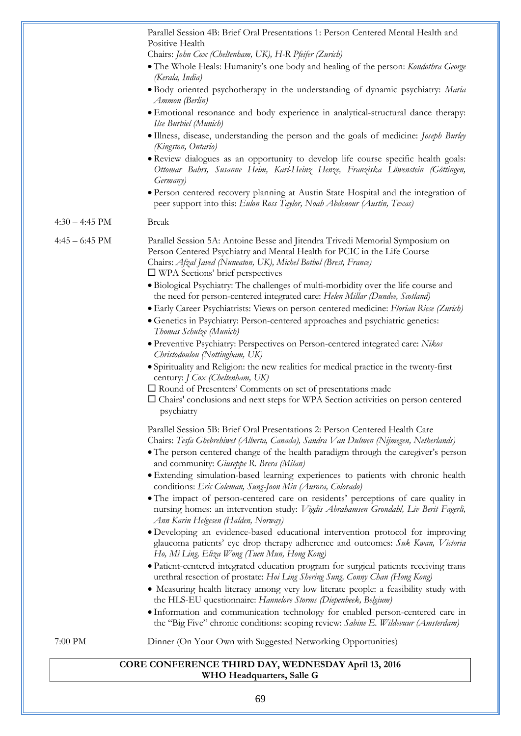Parallel Session 4B: Brief Oral Presentations 1: Person Centered Mental Health and Positive Health
Chairs: *John Cox (Cheltenham, UK), H-R Pfeifer (Zurich)*

- The Whole Heals: Humanity's one body and healing of the person: *Kondothra George (Kerala, India)*
- Body oriented psychotherapy in the understanding of dynamic psychiatry: *Maria Ammon (Berlin)*
- Emotional resonance and body experience in analytical-structural dance therapy: *Ilse Burbiel (Munich)*
- Illness, disease, understanding the person and the goals of medicine: *Joseph Burley (Kingston, Ontario)*
- Review dialogues as an opportunity to develop life course specific health goals: *Ottomar Bahrs, Susanne Heim, Karl-Heinz Henze, Franziska Löwenstein (Göttingen, Germany)*
- Person centered recovery planning at Austin State Hospital and the integration of peer support into this: *Eulon Ross Taylor, Noah Abdenour (Austin, Texas)*

4:30 – 4:45 PM Break

4:45 – 6:45 PM Parallel Session 5A: Antoine Besse and Jitendra Trivedi Memorial Symposium on Person Centered Psychiatry and Mental Health for PCIC in the Life Course
Chairs: *Afzal Javed (Nuneaton, UK), Michel Botbol (Brest, France)*

- WPA Sections' brief perspectives
- Biological Psychiatry: The challenges of multi-morbidity over the life course and the need for person-centered integrated care: *Helen Millar (Dundee, Scotland)*
- Early Career Psychiatrists: Views on person centered medicine: *Florian Riese (Zurich)*
- Genetics in Psychiatry: Person-centered approaches and psychiatric genetics: *Thomas Schulze (Munich)*
- Preventive Psychiatry: Perspectives on Person-centered integrated care: *Nikos Christodoulou (Nottingham, UK)*
- Spirituality and Religion: the new realities for medical practice in the twenty-first century: *J Cox (Cheltenham, UK)*
- Round of Presenters' Comments on set of presentations made
- Chairs' conclusions and next steps for WPA Section activities on person centered psychiatry

Parallel Session 5B: Brief Oral Presentations 2: Person Centered Health Care
Chairs: *Tesfa Ghebrehiwet (Alberta, Canada), Sandra Van Dulmen (Nijmegen, Netherlands)*

- The person centered change of the health paradigm through the caregiver's person and community: *Giuseppe R. Brera (Milan)*
- Extending simulation-based learning experiences to patients with chronic health conditions: *Eric Coleman, Sung-Joon Min (Aurora, Colorado)*
- The impact of person-centered care on residents' perceptions of care quality in nursing homes: an intervention study: *Vigdis Abrahamsen Grondahl, Liv Berit Fagerli, Ann Karin Helgesen (Halden, Norway)*
- Developing an evidence-based educational intervention protocol for improving glaucoma patients' eye drop therapy adherence and outcomes: *Suk Kwan, Victoria Ho, Mi Ling, Eliza Wong (Tuen Mun, Hong Kong)*
- Patient-centered integrated education program for surgical patients receiving trans urethral resection of prostate: *Hoi Ling Shering Sung, Conny Chan (Hong Kong)*
- Measuring health literacy among very low literate people: a feasibility study with the HLS-EU questionnaire: *Hannelore Storms (Diepenbeek, Belgium)*
- Information and communication technology for enabled person-centered care in the "Big Five" chronic conditions: scoping review: *Sabine E. Wildevuur (Amsterdam)*

7:00 PM Dinner (On Your Own with Suggested Networking Opportunities)

**CORE CONFERENCE THIRD DAY, WEDNESDAY April 13, 2016**
**WHO Headquarters, Salle G**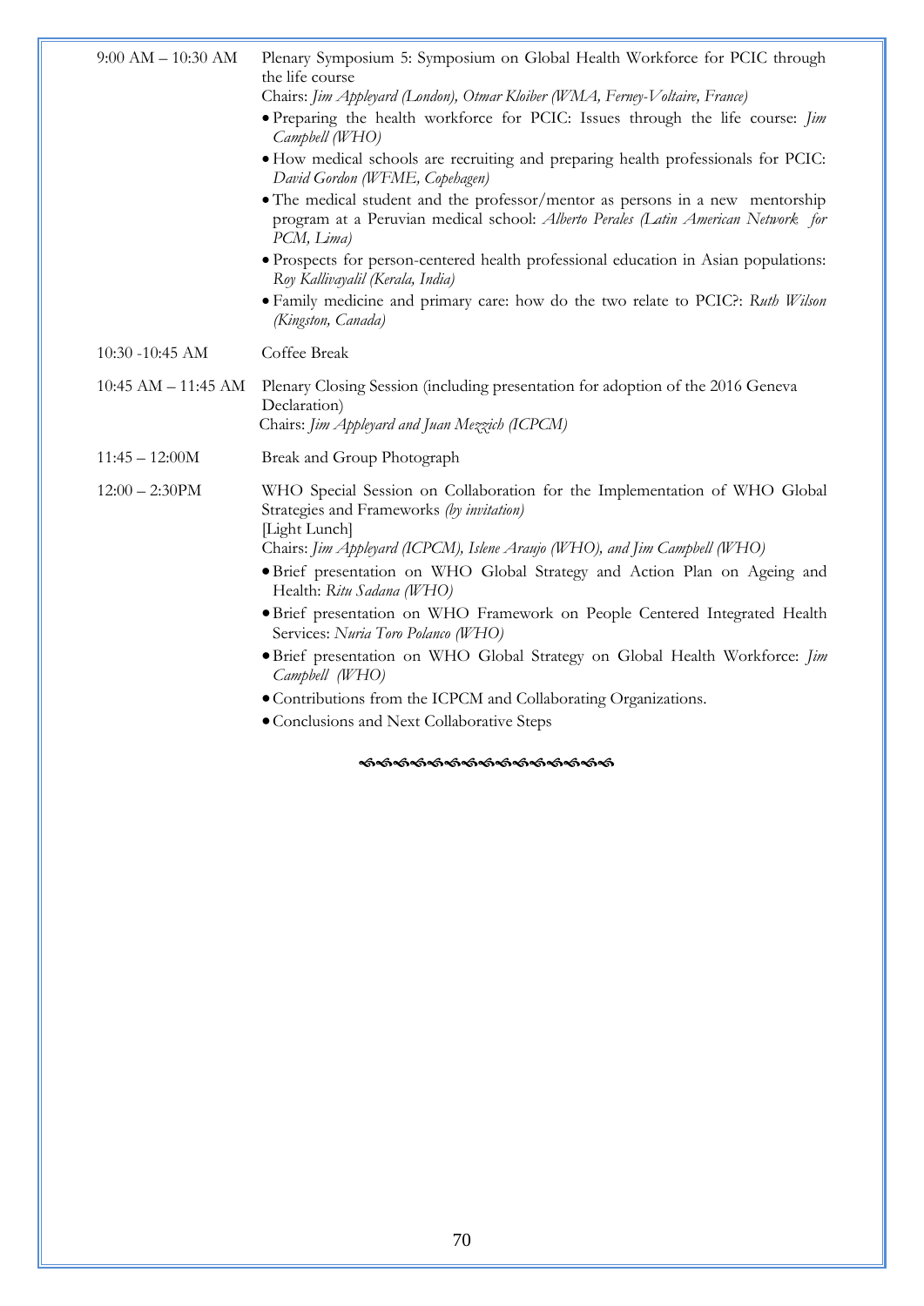| | |
|---|---|
| 9:00 AM – 10:30 AM | Plenary Symposium 5: Symposium on Global Health Workforce for PCIC through the life course<br>Chairs: *Jim Appleyard (London), Otmar Kloiber (WMA, Ferney-Voltaire, France)*<br>• Preparing the health workforce for PCIC: Issues through the life course: *Jim Campbell (WHO)*<br>• How medical schools are recruiting and preparing health professionals for PCIC: *David Gordon (WFME, Copehagen)*<br>• The medical student and the professor/mentor as persons in a new mentorship program at a Peruvian medical school: *Alberto Perales (Latin American Network for PCM, Lima)*<br>• Prospects for person-centered health professional education in Asian populations: *Roy Kallivayalil (Kerala, India)*<br>• Family medicine and primary care: how do the two relate to PCIC?: *Ruth Wilson (Kingston, Canada)* |
| 10:30 -10:45 AM | Coffee Break |
| 10:45 AM – 11:45 AM | Plenary Closing Session (including presentation for adoption of the 2016 Geneva Declaration)<br>Chairs: *Jim Appleyard and Juan Mezzich (ICPCM)* |
| 11:45 – 12:00M | Break and Group Photograph |
| 12:00 – 2:30PM | WHO Special Session on Collaboration for the Implementation of WHO Global Strategies and Frameworks *(by invitation)*<br>[Light Lunch]<br>Chairs: *Jim Appleyard (ICPCM), Islene Araujo (WHO), and Jim Campbell (WHO)*<br>• Brief presentation on WHO Global Strategy and Action Plan on Ageing and Health: *Ritu Sadana (WHO)*<br>• Brief presentation on WHO Framework on People Centered Integrated Health Services: *Nuria Toro Polanco (WHO)*<br>• Brief presentation on WHO Global Strategy on Global Health Workforce: *Jim Campbell (WHO)*<br>• Contributions from the ICPCM and Collaborating Organizations.<br>• Conclusions and Next Collaborative Steps |